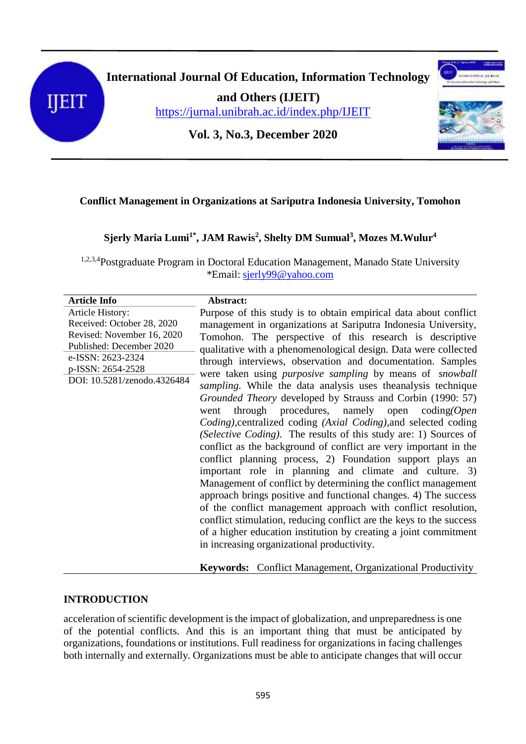**International Journal Of Education, Information Technology and Others (IJEIT)**
https://jurnal.unibrah.ac.id/index.php/IJEIT

**Vol. 3, No.3, December 2020**

# Conflict Management in Organizations at Sariputra Indonesia University, Tomohon

**Sjerly Maria Lumi[1*], JAM Rawis[2], Shelty DM Sumual[3], Mozes M.Wulur[4]**

[1,2,3,4]Postgraduate Program in Doctoral Education Management, Manado State University
*Email: sjerly99@yahoo.com

**Article Info**

Article History:
Received: October 28, 2020
Revised: November 16, 2020
Published: December 2020

e-ISSN: 2623-2324
p-ISSN: 2654-2528
DOI: 10.5281/zenodo.4326484

**Abstract:**

Purpose of this study is to obtain empirical data about conflict management in organizations at Sariputra Indonesia University, Tomohon. The perspective of this research is descriptive qualitative with a phenomenological design. Data were collected through interviews, observation and documentation. Samples were taken using *purposive sampling* by means of *snowball sampling.* While the data analysis uses theanalysis technique *Grounded Theory* developed by Strauss and Corbin (1990: 57) went through procedures, namely open coding*(Open Coding)*,centralized coding *(Axial Coding)*,and selected coding *(Selective Coding)*. The results of this study are: 1) Sources of conflict as the background of conflict are very important in the conflict planning process, 2) Foundation support plays an important role in planning and climate and culture. 3) Management of conflict by determining the conflict management approach brings positive and functional changes. 4) The success of the conflict management approach with conflict resolution, conflict stimulation, reducing conflict are the keys to the success of a higher education institution by creating a joint commitment in increasing organizational productivity.

**Keywords:** Conflict Management, Organizational Productivity

## INTRODUCTION

acceleration of scientific development is the impact of globalization, and unpreparedness is one of the potential conflicts. And this is an important thing that must be anticipated by organizations, foundations or institutions. Full readiness for organizations in facing challenges both internally and externally. Organizations must be able to anticipate changes that will occur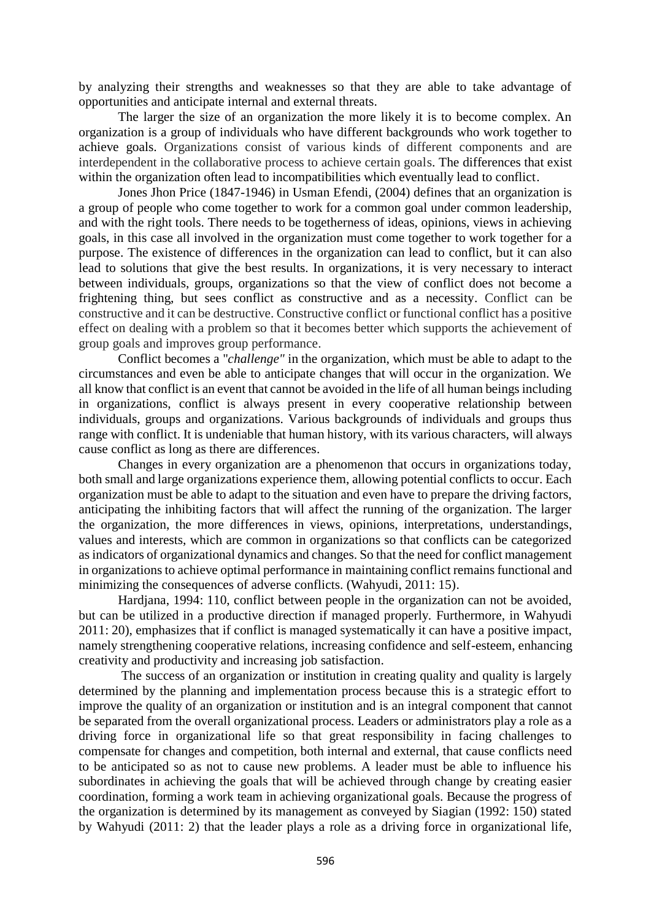by analyzing their strengths and weaknesses so that they are able to take advantage of opportunities and anticipate internal and external threats.

The larger the size of an organization the more likely it is to become complex. An organization is a group of individuals who have different backgrounds who work together to achieve goals. Organizations consist of various kinds of different components and are interdependent in the collaborative process to achieve certain goals. The differences that exist within the organization often lead to incompatibilities which eventually lead to conflict.

Jones Jhon Price (1847-1946) in Usman Efendi, (2004) defines that an organization is a group of people who come together to work for a common goal under common leadership, and with the right tools. There needs to be togetherness of ideas, opinions, views in achieving goals, in this case all involved in the organization must come together to work together for a purpose. The existence of differences in the organization can lead to conflict, but it can also lead to solutions that give the best results. In organizations, it is very necessary to interact between individuals, groups, organizations so that the view of conflict does not become a frightening thing, but sees conflict as constructive and as a necessity. Conflict can be constructive and it can be destructive. Constructive conflict or functional conflict has a positive effect on dealing with a problem so that it becomes better which supports the achievement of group goals and improves group performance.

Conflict becomes a "*challenge*" in the organization, which must be able to adapt to the circumstances and even be able to anticipate changes that will occur in the organization. We all know that conflict is an event that cannot be avoided in the life of all human beings including in organizations, conflict is always present in every cooperative relationship between individuals, groups and organizations. Various backgrounds of individuals and groups thus range with conflict. It is undeniable that human history, with its various characters, will always cause conflict as long as there are differences.

Changes in every organization are a phenomenon that occurs in organizations today, both small and large organizations experience them, allowing potential conflicts to occur. Each organization must be able to adapt to the situation and even have to prepare the driving factors, anticipating the inhibiting factors that will affect the running of the organization. The larger the organization, the more differences in views, opinions, interpretations, understandings, values and interests, which are common in organizations so that conflicts can be categorized as indicators of organizational dynamics and changes. So that the need for conflict management in organizations to achieve optimal performance in maintaining conflict remains functional and minimizing the consequences of adverse conflicts. (Wahyudi, 2011: 15).

Hardjana, 1994: 110, conflict between people in the organization can not be avoided, but can be utilized in a productive direction if managed properly. Furthermore, in Wahyudi 2011: 20), emphasizes that if conflict is managed systematically it can have a positive impact, namely strengthening cooperative relations, increasing confidence and self-esteem, enhancing creativity and productivity and increasing job satisfaction.

The success of an organization or institution in creating quality and quality is largely determined by the planning and implementation process because this is a strategic effort to improve the quality of an organization or institution and is an integral component that cannot be separated from the overall organizational process. Leaders or administrators play a role as a driving force in organizational life so that great responsibility in facing challenges to compensate for changes and competition, both internal and external, that cause conflicts need to be anticipated so as not to cause new problems. A leader must be able to influence his subordinates in achieving the goals that will be achieved through change by creating easier coordination, forming a work team in achieving organizational goals. Because the progress of the organization is determined by its management as conveyed by Siagian (1992: 150) stated by Wahyudi (2011: 2) that the leader plays a role as a driving force in organizational life,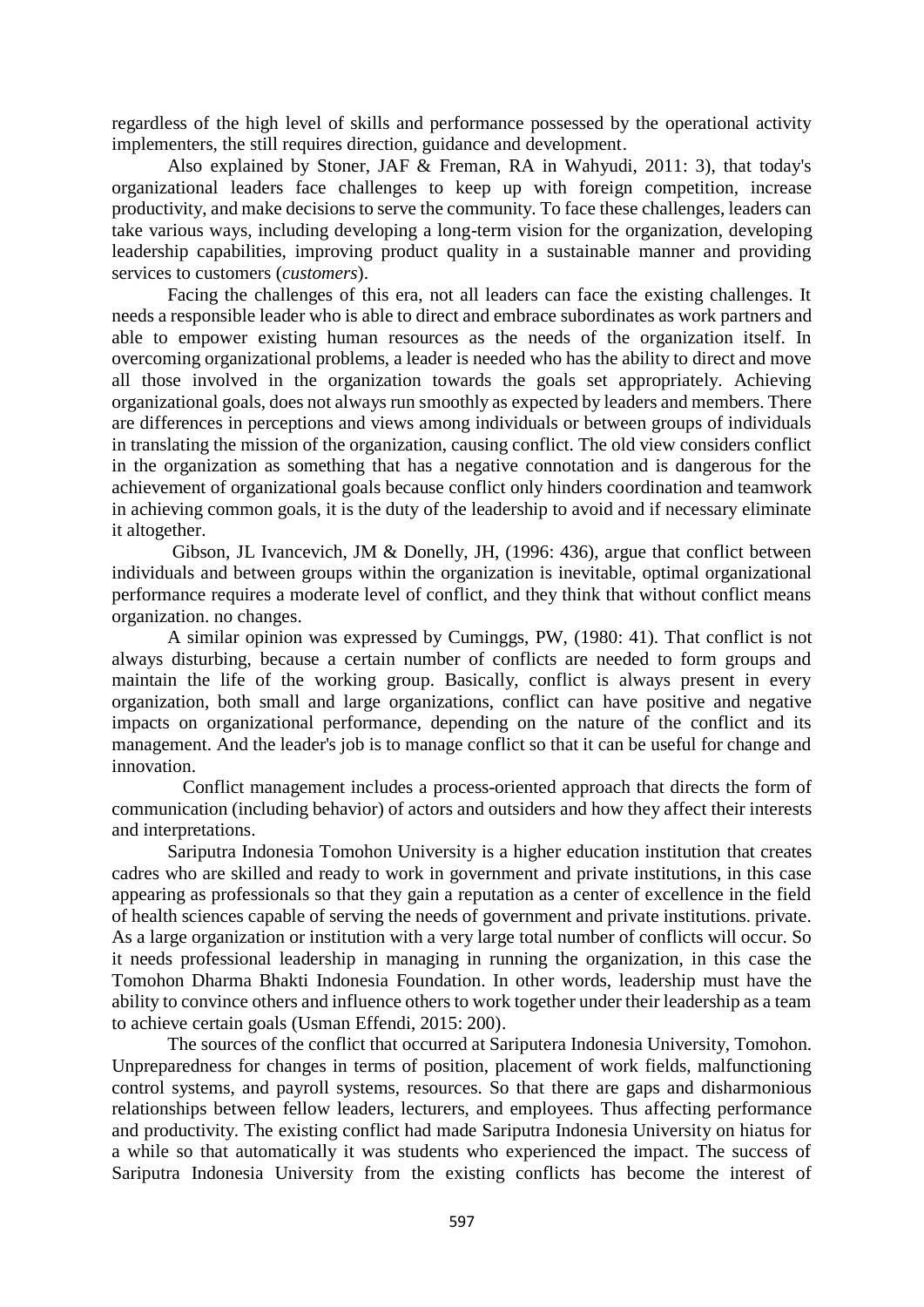regardless of the high level of skills and performance possessed by the operational activity implementers, the still requires direction, guidance and development.

Also explained by Stoner, JAF & Freman, RA in Wahyudi, 2011: 3), that today's organizational leaders face challenges to keep up with foreign competition, increase productivity, and make decisions to serve the community. To face these challenges, leaders can take various ways, including developing a long-term vision for the organization, developing leadership capabilities, improving product quality in a sustainable manner and providing services to customers (*customers*).

Facing the challenges of this era, not all leaders can face the existing challenges. It needs a responsible leader who is able to direct and embrace subordinates as work partners and able to empower existing human resources as the needs of the organization itself. In overcoming organizational problems, a leader is needed who has the ability to direct and move all those involved in the organization towards the goals set appropriately. Achieving organizational goals, does not always run smoothly as expected by leaders and members. There are differences in perceptions and views among individuals or between groups of individuals in translating the mission of the organization, causing conflict. The old view considers conflict in the organization as something that has a negative connotation and is dangerous for the achievement of organizational goals because conflict only hinders coordination and teamwork in achieving common goals, it is the duty of the leadership to avoid and if necessary eliminate it altogether.

Gibson, JL Ivancevich, JM & Donelly, JH, (1996: 436), argue that conflict between individuals and between groups within the organization is inevitable, optimal organizational performance requires a moderate level of conflict, and they think that without conflict means organization. no changes.

A similar opinion was expressed by Cuminggs, PW, (1980: 41). That conflict is not always disturbing, because a certain number of conflicts are needed to form groups and maintain the life of the working group. Basically, conflict is always present in every organization, both small and large organizations, conflict can have positive and negative impacts on organizational performance, depending on the nature of the conflict and its management. And the leader's job is to manage conflict so that it can be useful for change and innovation.

Conflict management includes a process-oriented approach that directs the form of communication (including behavior) of actors and outsiders and how they affect their interests and interpretations.

Sariputra Indonesia Tomohon University is a higher education institution that creates cadres who are skilled and ready to work in government and private institutions, in this case appearing as professionals so that they gain a reputation as a center of excellence in the field of health sciences capable of serving the needs of government and private institutions. private. As a large organization or institution with a very large total number of conflicts will occur. So it needs professional leadership in managing in running the organization, in this case the Tomohon Dharma Bhakti Indonesia Foundation. In other words, leadership must have the ability to convince others and influence others to work together under their leadership as a team to achieve certain goals (Usman Effendi, 2015: 200).

The sources of the conflict that occurred at Sariputera Indonesia University, Tomohon. Unpreparedness for changes in terms of position, placement of work fields, malfunctioning control systems, and payroll systems, resources. So that there are gaps and disharmonious relationships between fellow leaders, lecturers, and employees. Thus affecting performance and productivity. The existing conflict had made Sariputra Indonesia University on hiatus for a while so that automatically it was students who experienced the impact. The success of Sariputra Indonesia University from the existing conflicts has become the interest of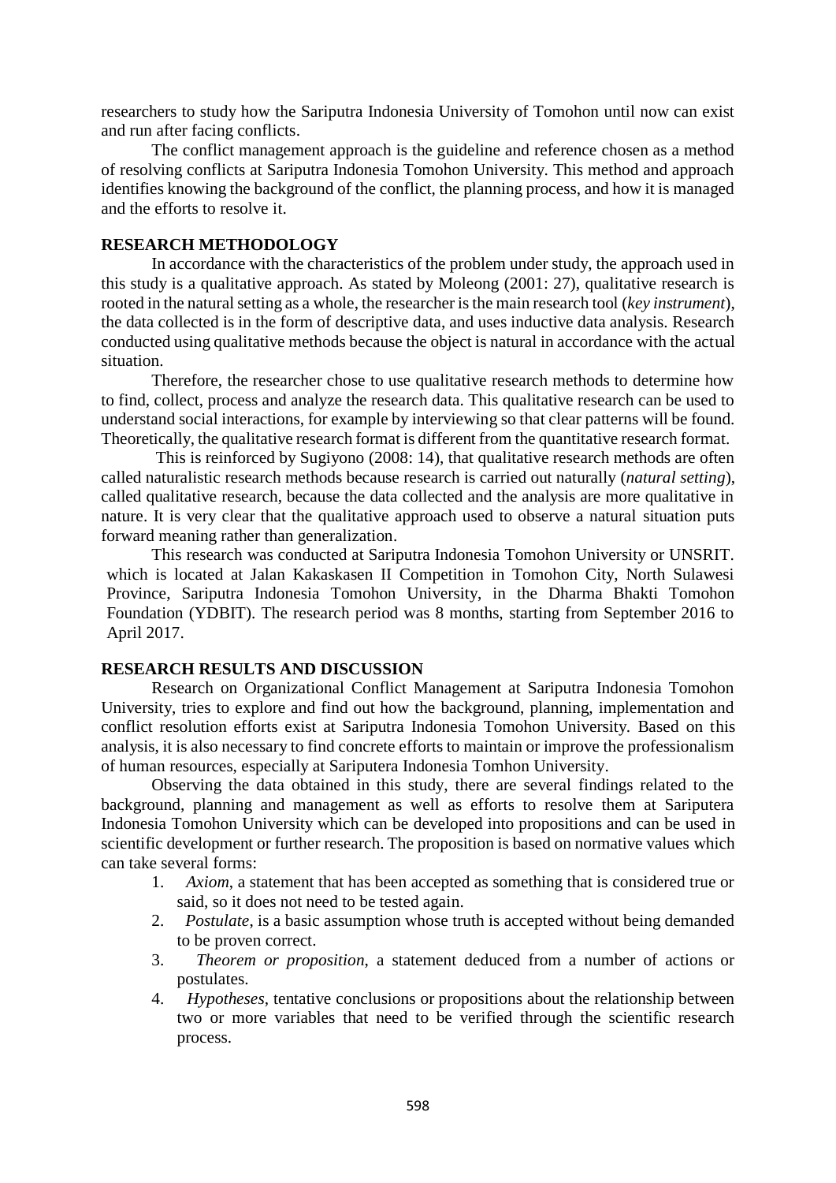researchers to study how the Sariputra Indonesia University of Tomohon until now can exist and run after facing conflicts.

The conflict management approach is the guideline and reference chosen as a method of resolving conflicts at Sariputra Indonesia Tomohon University. This method and approach identifies knowing the background of the conflict, the planning process, and how it is managed and the efforts to resolve it.

## RESEARCH METHODOLOGY

In accordance with the characteristics of the problem under study, the approach used in this study is a qualitative approach. As stated by Moleong (2001: 27), qualitative research is rooted in the natural setting as a whole, the researcher is the main research tool (*key instrument*), the data collected is in the form of descriptive data, and uses inductive data analysis. Research conducted using qualitative methods because the object is natural in accordance with the actual situation.

Therefore, the researcher chose to use qualitative research methods to determine how to find, collect, process and analyze the research data. This qualitative research can be used to understand social interactions, for example by interviewing so that clear patterns will be found. Theoretically, the qualitative research format is different from the quantitative research format.

This is reinforced by Sugiyono (2008: 14), that qualitative research methods are often called naturalistic research methods because research is carried out naturally (*natural setting*), called qualitative research, because the data collected and the analysis are more qualitative in nature. It is very clear that the qualitative approach used to observe a natural situation puts forward meaning rather than generalization.

This research was conducted at Sariputra Indonesia Tomohon University or UNSRIT. which is located at Jalan Kakaskasen II Competition in Tomohon City, North Sulawesi Province, Sariputra Indonesia Tomohon University, in the Dharma Bhakti Tomohon Foundation (YDBIT). The research period was 8 months, starting from September 2016 to April 2017.

## RESEARCH RESULTS AND DISCUSSION

Research on Organizational Conflict Management at Sariputra Indonesia Tomohon University, tries to explore and find out how the background, planning, implementation and conflict resolution efforts exist at Sariputra Indonesia Tomohon University. Based on this analysis, it is also necessary to find concrete efforts to maintain or improve the professionalism of human resources, especially at Sariputera Indonesia Tomhon University.

Observing the data obtained in this study, there are several findings related to the background, planning and management as well as efforts to resolve them at Sariputera Indonesia Tomohon University which can be developed into propositions and can be used in scientific development or further research. The proposition is based on normative values which can take several forms:

1. *Axiom*, a statement that has been accepted as something that is considered true or said, so it does not need to be tested again.
2. *Postulate*, is a basic assumption whose truth is accepted without being demanded to be proven correct.
3. *Theorem or proposition*, a statement deduced from a number of actions or postulates.
4. *Hypotheses*, tentative conclusions or propositions about the relationship between two or more variables that need to be verified through the scientific research process.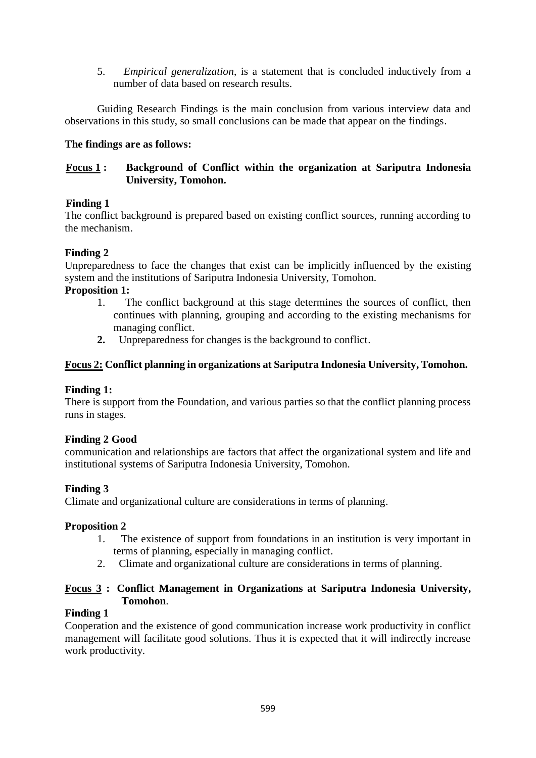5. *Empirical generalization*, is a statement that is concluded inductively from a number of data based on research results.

Guiding Research Findings is the main conclusion from various interview data and observations in this study, so small conclusions can be made that appear on the findings.

**The findings are as follows:**

**Focus 1 : Background of Conflict within the organization at Sariputra Indonesia University, Tomohon.**

**Finding 1**

The conflict background is prepared based on existing conflict sources, running according to the mechanism.

**Finding 2**

Unpreparedness to face the changes that exist can be implicitly influenced by the existing system and the institutions of Sariputra Indonesia University, Tomohon.

**Proposition 1:**

1. The conflict background at this stage determines the sources of conflict, then continues with planning, grouping and according to the existing mechanisms for managing conflict.
2. Unpreparedness for changes is the background to conflict.

**Focus 2: Conflict planning in organizations at Sariputra Indonesia University, Tomohon.**

**Finding 1:**

There is support from the Foundation, and various parties so that the conflict planning process runs in stages.

**Finding 2 Good**

communication and relationships are factors that affect the organizational system and life and institutional systems of Sariputra Indonesia University, Tomohon.

**Finding 3**

Climate and organizational culture are considerations in terms of planning.

**Proposition 2**

1. The existence of support from foundations in an institution is very important in terms of planning, especially in managing conflict.
2. Climate and organizational culture are considerations in terms of planning.

**Focus 3 : Conflict Management in Organizations at Sariputra Indonesia University, Tomohon.**

**Finding 1**

Cooperation and the existence of good communication increase work productivity in conflict management will facilitate good solutions. Thus it is expected that it will indirectly increase work productivity.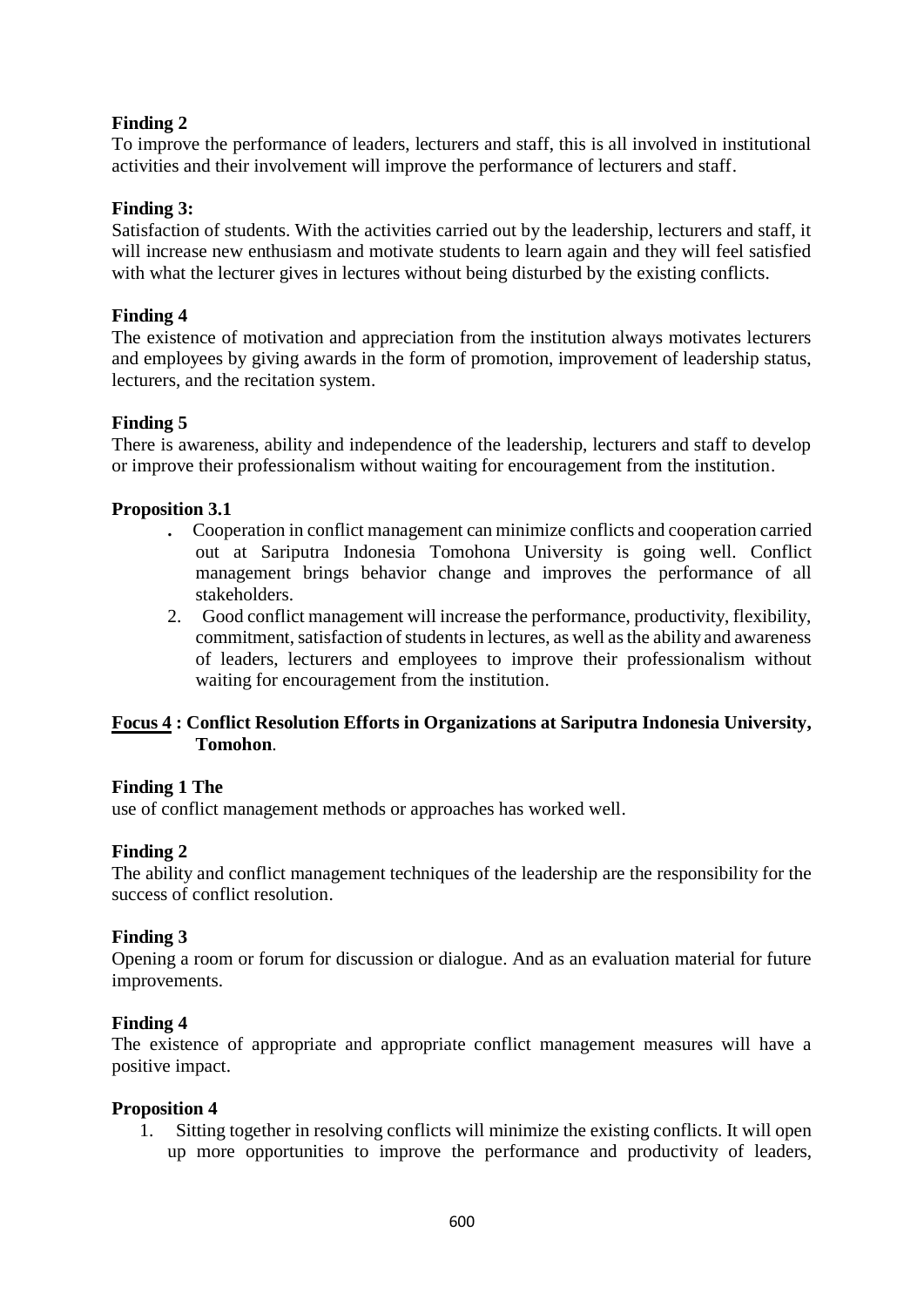**Finding 2**

To improve the performance of leaders, lecturers and staff, this is all involved in institutional activities and their involvement will improve the performance of lecturers and staff.

**Finding 3:**

Satisfaction of students. With the activities carried out by the leadership, lecturers and staff, it will increase new enthusiasm and motivate students to learn again and they will feel satisfied with what the lecturer gives in lectures without being disturbed by the existing conflicts.

**Finding 4**

The existence of motivation and appreciation from the institution always motivates lecturers and employees by giving awards in the form of promotion, improvement of leadership status, lecturers, and the recitation system.

**Finding 5**

There is awareness, ability and independence of the leadership, lecturers and staff to develop or improve their professionalism without waiting for encouragement from the institution.

**Proposition 3.1**

. Cooperation in conflict management can minimize conflicts and cooperation carried out at Sariputra Indonesia Tomohona University is going well. Conflict management brings behavior change and improves the performance of all stakeholders.

2. Good conflict management will increase the performance, productivity, flexibility, commitment, satisfaction of students in lectures, as well as the ability and awareness of leaders, lecturers and employees to improve their professionalism without waiting for encouragement from the institution.

**<u>Focus 4</u> : Conflict Resolution Efforts in Organizations at Sariputra Indonesia University, Tomohon**.

**Finding 1 The**

use of conflict management methods or approaches has worked well.

**Finding 2**

The ability and conflict management techniques of the leadership are the responsibility for the success of conflict resolution.

**Finding 3**

Opening a room or forum for discussion or dialogue. And as an evaluation material for future improvements.

**Finding 4**

The existence of appropriate and appropriate conflict management measures will have a positive impact.

**Proposition 4**

1. Sitting together in resolving conflicts will minimize the existing conflicts. It will open up more opportunities to improve the performance and productivity of leaders,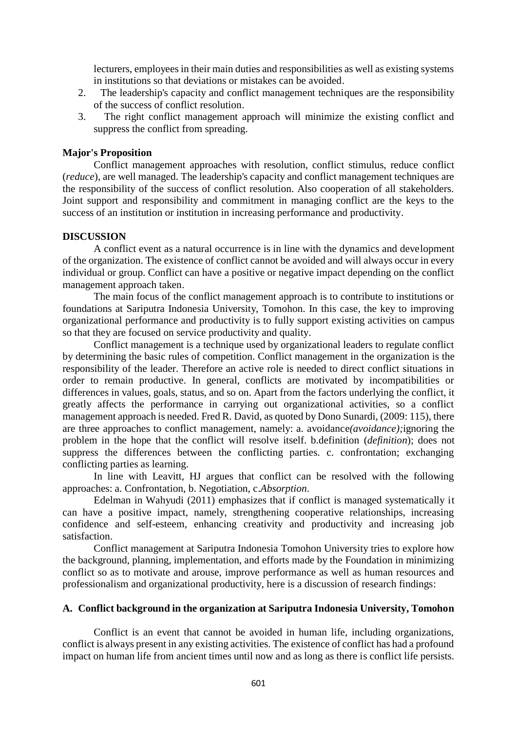lecturers, employees in their main duties and responsibilities as well as existing systems in institutions so that deviations or mistakes can be avoided.

2. The leadership's capacity and conflict management techniques are the responsibility of the success of conflict resolution.
3. The right conflict management approach will minimize the existing conflict and suppress the conflict from spreading.

**Major's Proposition**

Conflict management approaches with resolution, conflict stimulus, reduce conflict (*reduce*), are well managed. The leadership's capacity and conflict management techniques are the responsibility of the success of conflict resolution. Also cooperation of all stakeholders. Joint support and responsibility and commitment in managing conflict are the keys to the success of an institution or institution in increasing performance and productivity.

## DISCUSSION

A conflict event as a natural occurrence is in line with the dynamics and development of the organization. The existence of conflict cannot be avoided and will always occur in every individual or group. Conflict can have a positive or negative impact depending on the conflict management approach taken.

The main focus of the conflict management approach is to contribute to institutions or foundations at Sariputra Indonesia University, Tomohon. In this case, the key to improving organizational performance and productivity is to fully support existing activities on campus so that they are focused on service productivity and quality.

Conflict management is a technique used by organizational leaders to regulate conflict by determining the basic rules of competition. Conflict management in the organization is the responsibility of the leader. Therefore an active role is needed to direct conflict situations in order to remain productive. In general, conflicts are motivated by incompatibilities or differences in values, goals, status, and so on. Apart from the factors underlying the conflict, it greatly affects the performance in carrying out organizational activities, so a conflict management approach is needed. Fred R. David, as quoted by Dono Sunardi, (2009: 115), there are three approaches to conflict management, namely: a. avoidance*(avoidance);*ignoring the problem in the hope that the conflict will resolve itself. b.definition (*definition*); does not suppress the differences between the conflicting parties. c. confrontation; exchanging conflicting parties as learning.

In line with Leavitt, HJ argues that conflict can be resolved with the following approaches: a. Confrontation, b. Negotiation, c.*Absorption*.

Edelman in Wahyudi (2011) emphasizes that if conflict is managed systematically it can have a positive impact, namely, strengthening cooperative relationships, increasing confidence and self-esteem, enhancing creativity and productivity and increasing job satisfaction.

Conflict management at Sariputra Indonesia Tomohon University tries to explore how the background, planning, implementation, and efforts made by the Foundation in minimizing conflict so as to motivate and arouse, improve performance as well as human resources and professionalism and organizational productivity, here is a discussion of research findings:

### A. Conflict background in the organization at Sariputra Indonesia University, Tomohon

Conflict is an event that cannot be avoided in human life, including organizations, conflict is always present in any existing activities. The existence of conflict has had a profound impact on human life from ancient times until now and as long as there is conflict life persists.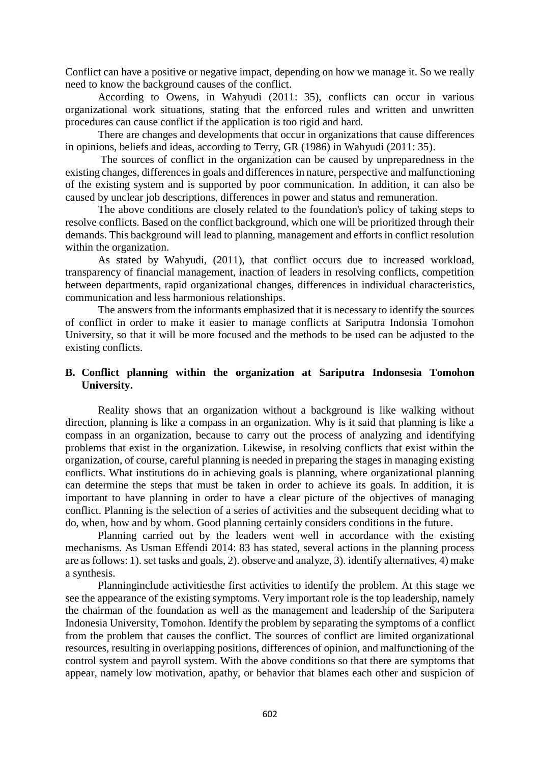Conflict can have a positive or negative impact, depending on how we manage it. So we really need to know the background causes of the conflict.

According to Owens, in Wahyudi (2011: 35), conflicts can occur in various organizational work situations, stating that the enforced rules and written and unwritten procedures can cause conflict if the application is too rigid and hard.

There are changes and developments that occur in organizations that cause differences in opinions, beliefs and ideas, according to Terry, GR (1986) in Wahyudi (2011: 35).

The sources of conflict in the organization can be caused by unpreparedness in the existing changes, differences in goals and differences in nature, perspective and malfunctioning of the existing system and is supported by poor communication. In addition, it can also be caused by unclear job descriptions, differences in power and status and remuneration.

The above conditions are closely related to the foundation's policy of taking steps to resolve conflicts. Based on the conflict background, which one will be prioritized through their demands. This background will lead to planning, management and efforts in conflict resolution within the organization.

As stated by Wahyudi, (2011), that conflict occurs due to increased workload, transparency of financial management, inaction of leaders in resolving conflicts, competition between departments, rapid organizational changes, differences in individual characteristics, communication and less harmonious relationships.

The answers from the informants emphasized that it is necessary to identify the sources of conflict in order to make it easier to manage conflicts at Sariputra Indonsia Tomohon University, so that it will be more focused and the methods to be used can be adjusted to the existing conflicts.

**B. Conflict planning within the organization at Sariputra Indonsesia Tomohon University.**

Reality shows that an organization without a background is like walking without direction, planning is like a compass in an organization. Why is it said that planning is like a compass in an organization, because to carry out the process of analyzing and identifying problems that exist in the organization. Likewise, in resolving conflicts that exist within the organization, of course, careful planning is needed in preparing the stages in managing existing conflicts. What institutions do in achieving goals is planning, where organizational planning can determine the steps that must be taken in order to achieve its goals. In addition, it is important to have planning in order to have a clear picture of the objectives of managing conflict. Planning is the selection of a series of activities and the subsequent deciding what to do, when, how and by whom. Good planning certainly considers conditions in the future.

Planning carried out by the leaders went well in accordance with the existing mechanisms. As Usman Effendi 2014: 83 has stated, several actions in the planning process are as follows: 1). set tasks and goals, 2). observe and analyze, 3). identify alternatives, 4) make a synthesis.

Planninginclude activitiesthe first activities to identify the problem. At this stage we see the appearance of the existing symptoms. Very important role is the top leadership, namely the chairman of the foundation as well as the management and leadership of the Sariputera Indonesia University, Tomohon. Identify the problem by separating the symptoms of a conflict from the problem that causes the conflict. The sources of conflict are limited organizational resources, resulting in overlapping positions, differences of opinion, and malfunctioning of the control system and payroll system. With the above conditions so that there are symptoms that appear, namely low motivation, apathy, or behavior that blames each other and suspicion of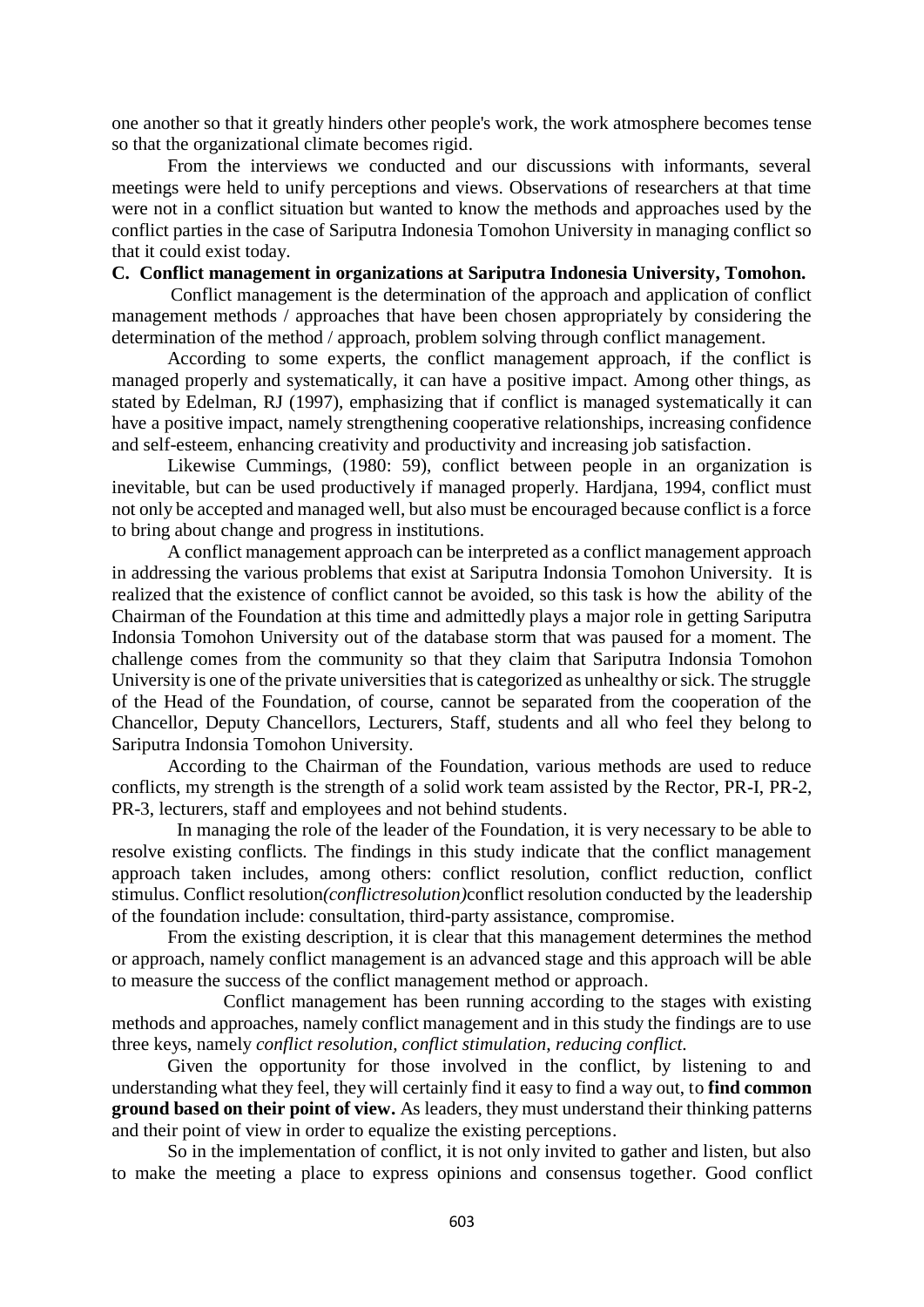one another so that it greatly hinders other people's work, the work atmosphere becomes tense so that the organizational climate becomes rigid.

From the interviews we conducted and our discussions with informants, several meetings were held to unify perceptions and views. Observations of researchers at that time were not in a conflict situation but wanted to know the methods and approaches used by the conflict parties in the case of Sariputra Indonesia Tomohon University in managing conflict so that it could exist today.

**C. Conflict management in organizations at Sariputra Indonesia University, Tomohon.**

Conflict management is the determination of the approach and application of conflict management methods / approaches that have been chosen appropriately by considering the determination of the method / approach, problem solving through conflict management.

According to some experts, the conflict management approach, if the conflict is managed properly and systematically, it can have a positive impact. Among other things, as stated by Edelman, RJ (1997), emphasizing that if conflict is managed systematically it can have a positive impact, namely strengthening cooperative relationships, increasing confidence and self-esteem, enhancing creativity and productivity and increasing job satisfaction.

Likewise Cummings, (1980: 59), conflict between people in an organization is inevitable, but can be used productively if managed properly. Hardjana, 1994, conflict must not only be accepted and managed well, but also must be encouraged because conflict is a force to bring about change and progress in institutions.

A conflict management approach can be interpreted as a conflict management approach in addressing the various problems that exist at Sariputra Indonsia Tomohon University. It is realized that the existence of conflict cannot be avoided, so this task is how the ability of the Chairman of the Foundation at this time and admittedly plays a major role in getting Sariputra Indonsia Tomohon University out of the database storm that was paused for a moment. The challenge comes from the community so that they claim that Sariputra Indonsia Tomohon University is one of the private universities that is categorized as unhealthy or sick. The struggle of the Head of the Foundation, of course, cannot be separated from the cooperation of the Chancellor, Deputy Chancellors, Lecturers, Staff, students and all who feel they belong to Sariputra Indonsia Tomohon University.

According to the Chairman of the Foundation, various methods are used to reduce conflicts, my strength is the strength of a solid work team assisted by the Rector, PR-I, PR-2, PR-3, lecturers, staff and employees and not behind students.

In managing the role of the leader of the Foundation, it is very necessary to be able to resolve existing conflicts. The findings in this study indicate that the conflict management approach taken includes, among others: conflict resolution, conflict reduction, conflict stimulus. Conflict resolution*(conflictresolution)*conflict resolution conducted by the leadership of the foundation include: consultation, third-party assistance, compromise.

From the existing description, it is clear that this management determines the method or approach, namely conflict management is an advanced stage and this approach will be able to measure the success of the conflict management method or approach.

Conflict management has been running according to the stages with existing methods and approaches, namely conflict management and in this study the findings are to use three keys, namely *conflict resolution, conflict stimulation, reducing conflict.*

Given the opportunity for those involved in the conflict, by listening to and understanding what they feel, they will certainly find it easy to find a way out, to **find common ground based on their point of view.** As leaders, they must understand their thinking patterns and their point of view in order to equalize the existing perceptions.

So in the implementation of conflict, it is not only invited to gather and listen, but also to make the meeting a place to express opinions and consensus together. Good conflict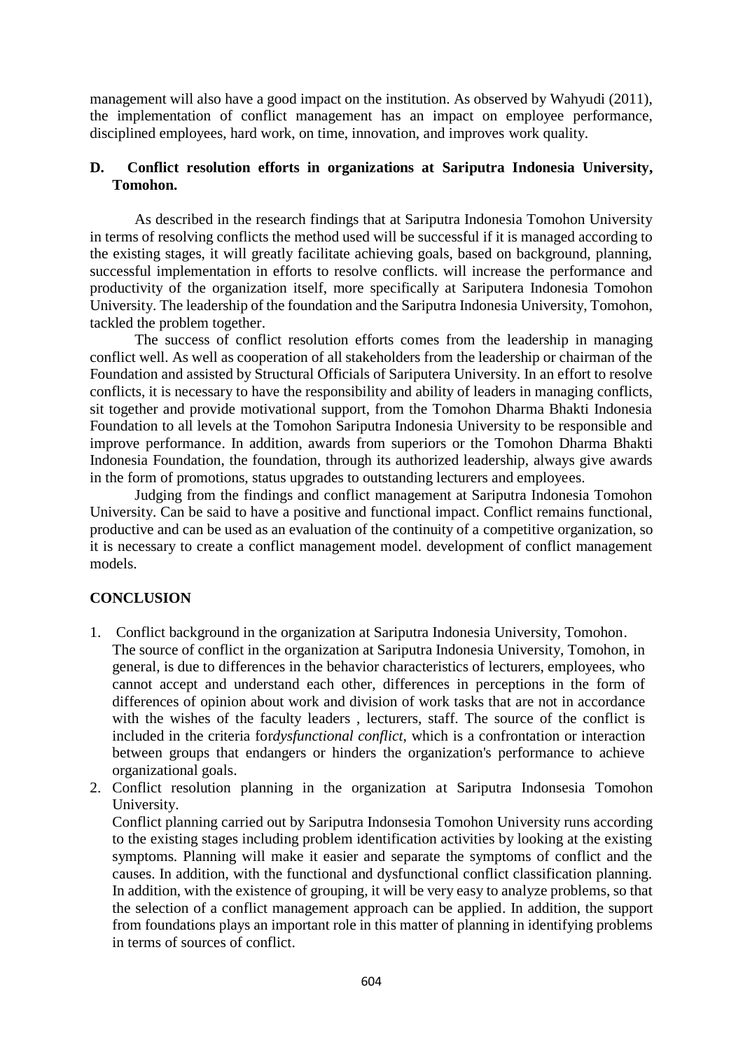management will also have a good impact on the institution. As observed by Wahyudi (2011), the implementation of conflict management has an impact on employee performance, disciplined employees, hard work, on time, innovation, and improves work quality.

### D. Conflict resolution efforts in organizations at Sariputra Indonesia University, Tomohon.

As described in the research findings that at Sariputra Indonesia Tomohon University in terms of resolving conflicts the method used will be successful if it is managed according to the existing stages, it will greatly facilitate achieving goals, based on background, planning, successful implementation in efforts to resolve conflicts. will increase the performance and productivity of the organization itself, more specifically at Sariputera Indonesia Tomohon University. The leadership of the foundation and the Sariputra Indonesia University, Tomohon, tackled the problem together.

The success of conflict resolution efforts comes from the leadership in managing conflict well. As well as cooperation of all stakeholders from the leadership or chairman of the Foundation and assisted by Structural Officials of Sariputera University. In an effort to resolve conflicts, it is necessary to have the responsibility and ability of leaders in managing conflicts, sit together and provide motivational support, from the Tomohon Dharma Bhakti Indonesia Foundation to all levels at the Tomohon Sariputra Indonesia University to be responsible and improve performance. In addition, awards from superiors or the Tomohon Dharma Bhakti Indonesia Foundation, the foundation, through its authorized leadership, always give awards in the form of promotions, status upgrades to outstanding lecturers and employees.

Judging from the findings and conflict management at Sariputra Indonesia Tomohon University. Can be said to have a positive and functional impact. Conflict remains functional, productive and can be used as an evaluation of the continuity of a competitive organization, so it is necessary to create a conflict management model. development of conflict management models.

## CONCLUSION

1. Conflict background in the organization at Sariputra Indonesia University, Tomohon.
   The source of conflict in the organization at Sariputra Indonesia University, Tomohon, in general, is due to differences in the behavior characteristics of lecturers, employees, who cannot accept and understand each other, differences in perceptions in the form of differences of opinion about work and division of work tasks that are not in accordance with the wishes of the faculty leaders , lecturers, staff. The source of the conflict is included in the criteria for*dysfunctional conflict*, which is a confrontation or interaction between groups that endangers or hinders the organization's performance to achieve organizational goals.
2. Conflict resolution planning in the organization at Sariputra Indonsesia Tomohon University.
   Conflict planning carried out by Sariputra Indonsesia Tomohon University runs according to the existing stages including problem identification activities by looking at the existing symptoms. Planning will make it easier and separate the symptoms of conflict and the causes. In addition, with the functional and dysfunctional conflict classification planning. In addition, with the existence of grouping, it will be very easy to analyze problems, so that the selection of a conflict management approach can be applied. In addition, the support from foundations plays an important role in this matter of planning in identifying problems in terms of sources of conflict.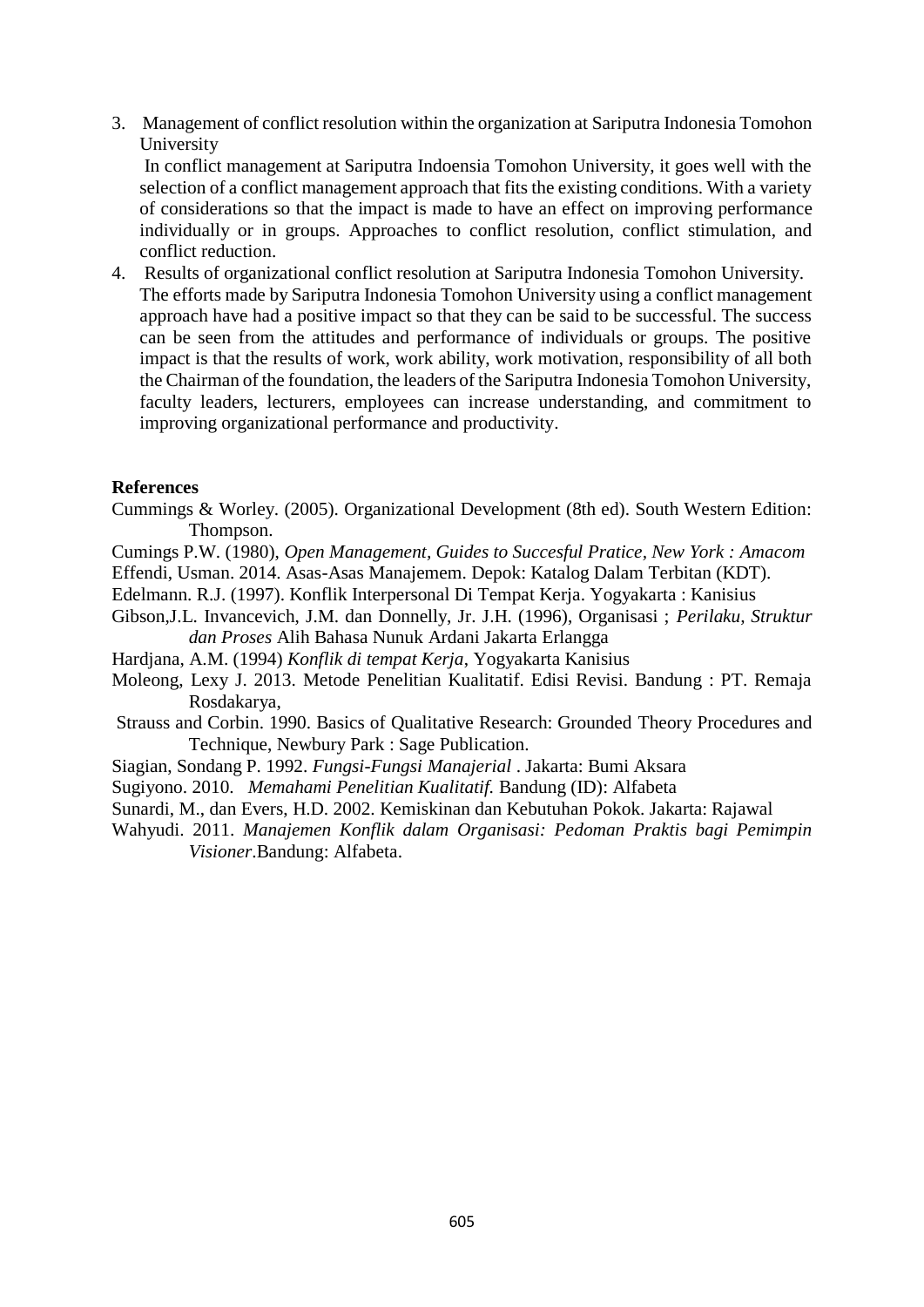3. Management of conflict resolution within the organization at Sariputra Indonesia Tomohon University

   In conflict management at Sariputra Indoensia Tomohon University, it goes well with the selection of a conflict management approach that fits the existing conditions. With a variety of considerations so that the impact is made to have an effect on improving performance individually or in groups. Approaches to conflict resolution, conflict stimulation, and conflict reduction.

4. Results of organizational conflict resolution at Sariputra Indonesia Tomohon University.

   The efforts made by Sariputra Indonesia Tomohon University using a conflict management approach have had a positive impact so that they can be said to be successful. The success can be seen from the attitudes and performance of individuals or groups. The positive impact is that the results of work, work ability, work motivation, responsibility of all both the Chairman of the foundation, the leaders of the Sariputra Indonesia Tomohon University, faculty leaders, lecturers, employees can increase understanding, and commitment to improving organizational performance and productivity.

**References**

Cummings & Worley. (2005). Organizational Development (8th ed). South Western Edition: Thompson.

Cumings P.W. (1980), *Open Management, Guides to Succesful Pratice, New York : Amacom*

Effendi, Usman. 2014. Asas-Asas Manajemem. Depok: Katalog Dalam Terbitan (KDT).

Edelmann. R.J. (1997). Konflik Interpersonal Di Tempat Kerja. Yogyakarta : Kanisius

Gibson,J.L. Invancevich, J.M. dan Donnelly, Jr. J.H. (1996), Organisasi ; *Perilaku, Struktur dan Proses* Alih Bahasa Nunuk Ardani Jakarta Erlangga

Hardjana, A.M. (1994) *Konflik di tempat Kerja*, Yogyakarta Kanisius

Moleong, Lexy J. 2013. Metode Penelitian Kualitatif. Edisi Revisi. Bandung : PT. Remaja Rosdakarya,

Strauss and Corbin. 1990. Basics of Qualitative Research: Grounded Theory Procedures and Technique, Newbury Park : Sage Publication.

Siagian, Sondang P. 1992. *Fungsi-Fungsi Manajerial* . Jakarta: Bumi Aksara

Sugiyono. 2010. *Memahami Penelitian Kualitatif.* Bandung (ID): Alfabeta

Sunardi, M., dan Evers, H.D. 2002. Kemiskinan dan Kebutuhan Pokok. Jakarta: Rajawal

Wahyudi. 2011. *Manajemen Konflik dalam Organisasi: Pedoman Praktis bagi Pemimpin Visioner*.Bandung: Alfabeta.